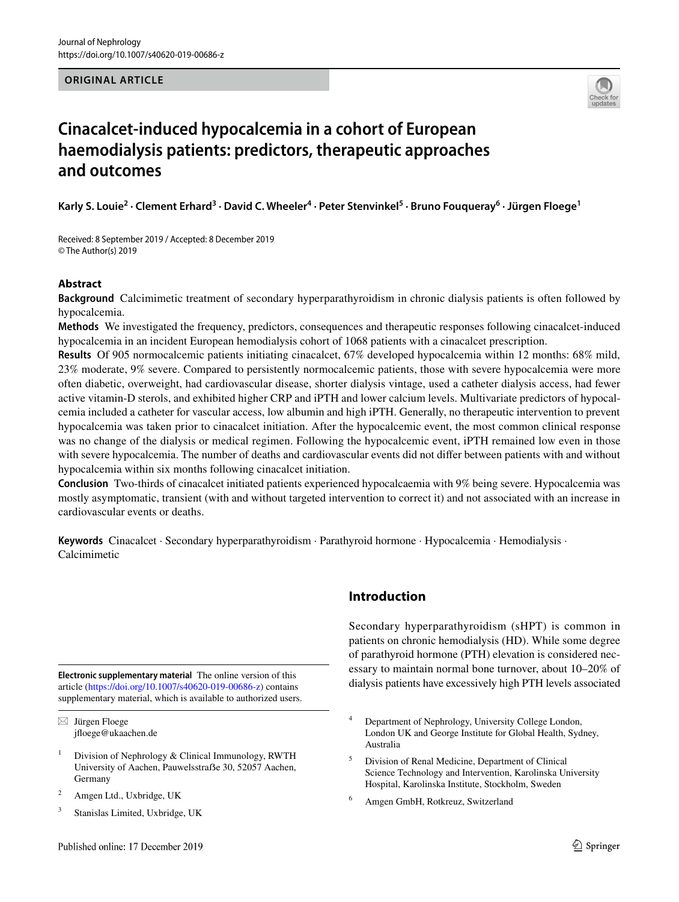ORIGINAL ARTICLE

# Cinacalcet-induced hypocalcemia in a cohort of European haemodialysis patients: predictors, therapeutic approaches and outcomes

Karly S. Louie[2] · Clement Erhard[3] · David C. Wheeler[4] · Peter Stenvinkel[5] · Bruno Fouqueray[6] · Jürgen Floege[1]

Received: 8 September 2019 / Accepted: 8 December 2019
© The Author(s) 2019

## Abstract

**Background** Calcimimetic treatment of secondary hyperparathyroidism in chronic dialysis patients is often followed by hypocalcemia.

**Methods** We investigated the frequency, predictors, consequences and therapeutic responses following cinacalcet-induced hypocalcemia in an incident European hemodialysis cohort of 1068 patients with a cinacalcet prescription.

**Results** Of 905 normocalcemic patients initiating cinacalcet, 67% developed hypocalcemia within 12 months: 68% mild, 23% moderate, 9% severe. Compared to persistently normocalcemic patients, those with severe hypocalcemia were more often diabetic, overweight, had cardiovascular disease, shorter dialysis vintage, used a catheter dialysis access, had fewer active vitamin-D sterols, and exhibited higher CRP and iPTH and lower calcium levels. Multivariate predictors of hypocalcemia included a catheter for vascular access, low albumin and high iPTH. Generally, no therapeutic intervention to prevent hypocalcemia was taken prior to cinacalcet initiation. After the hypocalcemic event, the most common clinical response was no change of the dialysis or medical regimen. Following the hypocalcemic event, iPTH remained low even in those with severe hypocalcemia. The number of deaths and cardiovascular events did not differ between patients with and without hypocalcemia within six months following cinacalcet initiation.

**Conclusion** Two-thirds of cinacalcet initiated patients experienced hypocalcaemia with 9% being severe. Hypocalcemia was mostly asymptomatic, transient (with and without targeted intervention to correct it) and not associated with an increase in cardiovascular events or deaths.

**Keywords** Cinacalcet · Secondary hyperparathyroidism · Parathyroid hormone · Hypocalcemia · Hemodialysis · Calcimimetic

## Introduction

Secondary hyperparathyroidism (sHPT) is common in patients on chronic hemodialysis (HD). While some degree of parathyroid hormone (PTH) elevation is considered necessary to maintain normal bone turnover, about 10–20% of dialysis patients have excessively high PTH levels associated

**Electronic supplementary material** The online version of this article (https://doi.org/10.1007/s40620-019-00686-z) contains supplementary material, which is available to authorized users.

✉ Jürgen Floege
jfloege@ukaachen.de

1 Division of Nephrology & Clinical Immunology, RWTH University of Aachen, Pauwelsstraße 30, 52057 Aachen, Germany

2 Amgen Ltd., Uxbridge, UK

3 Stanislas Limited, Uxbridge, UK

4 Department of Nephrology, University College London, London UK and George Institute for Global Health, Sydney, Australia

5 Division of Renal Medicine, Department of Clinical Science Technology and Intervention, Karolinska University Hospital, Karolinska Institute, Stockholm, Sweden

6 Amgen GmbH, Rotkreuz, Switzerland

Published online: 17 December 2019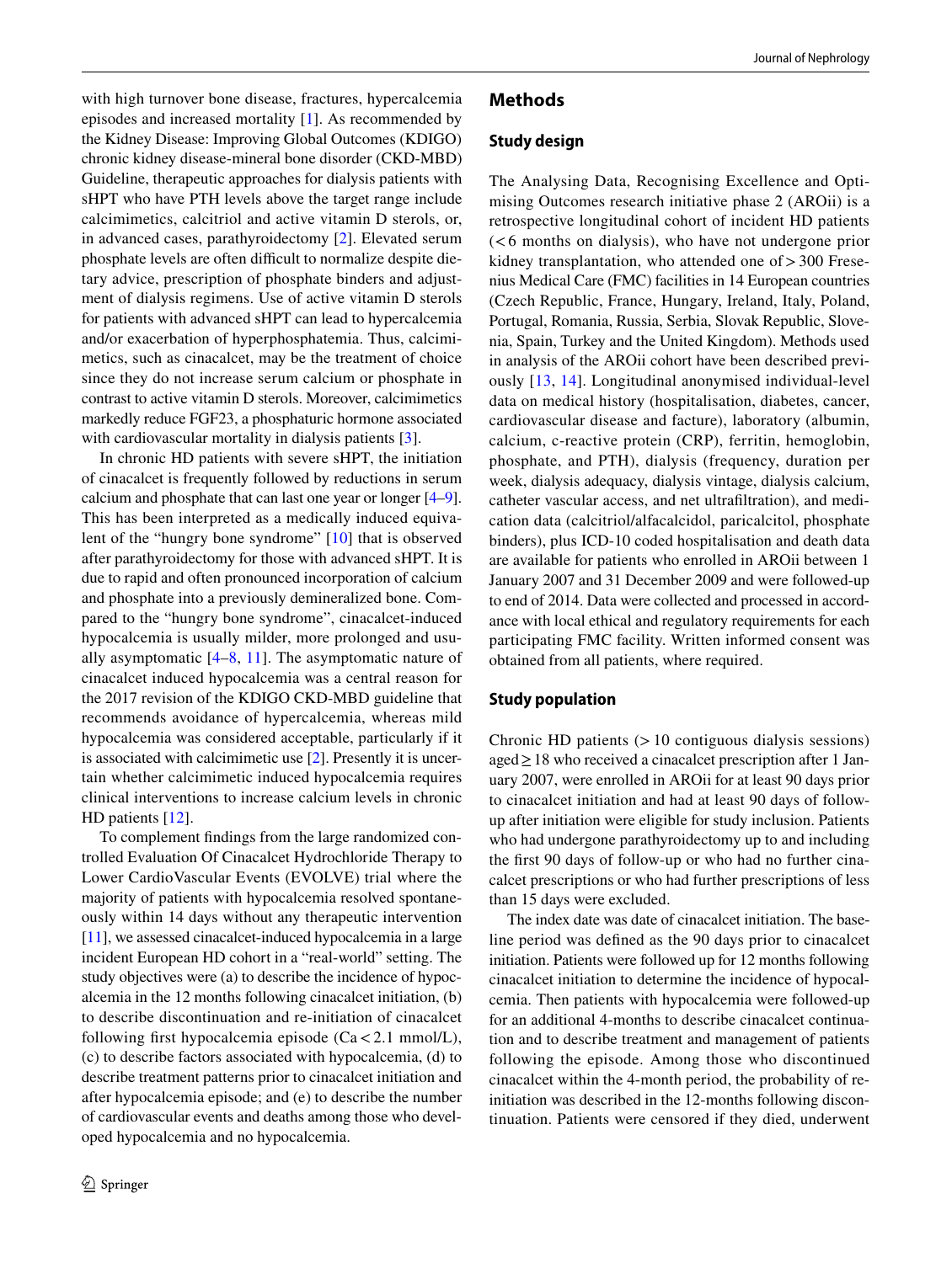with high turnover bone disease, fractures, hypercalcemia episodes and increased mortality [1]. As recommended by the Kidney Disease: Improving Global Outcomes (KDIGO) chronic kidney disease-mineral bone disorder (CKD-MBD) Guideline, therapeutic approaches for dialysis patients with sHPT who have PTH levels above the target range include calcimimetics, calcitriol and active vitamin D sterols, or, in advanced cases, parathyroidectomy [2]. Elevated serum phosphate levels are often difficult to normalize despite dietary advice, prescription of phosphate binders and adjustment of dialysis regimens. Use of active vitamin D sterols for patients with advanced sHPT can lead to hypercalcemia and/or exacerbation of hyperphosphatemia. Thus, calcimimetics, such as cinacalcet, may be the treatment of choice since they do not increase serum calcium or phosphate in contrast to active vitamin D sterols. Moreover, calcimimetics markedly reduce FGF23, a phosphaturic hormone associated with cardiovascular mortality in dialysis patients [3].

In chronic HD patients with severe sHPT, the initiation of cinacalcet is frequently followed by reductions in serum calcium and phosphate that can last one year or longer [4–9]. This has been interpreted as a medically induced equivalent of the "hungry bone syndrome" [10] that is observed after parathyroidectomy for those with advanced sHPT. It is due to rapid and often pronounced incorporation of calcium and phosphate into a previously demineralized bone. Compared to the "hungry bone syndrome", cinacalcet-induced hypocalcemia is usually milder, more prolonged and usually asymptomatic [4–8, 11]. The asymptomatic nature of cinacalcet induced hypocalcemia was a central reason for the 2017 revision of the KDIGO CKD-MBD guideline that recommends avoidance of hypercalcemia, whereas mild hypocalcemia was considered acceptable, particularly if it is associated with calcimimetic use [2]. Presently it is uncertain whether calcimimetic induced hypocalcemia requires clinical interventions to increase calcium levels in chronic HD patients [12].

To complement findings from the large randomized controlled Evaluation Of Cinacalcet Hydrochloride Therapy to Lower CardioVascular Events (EVOLVE) trial where the majority of patients with hypocalcemia resolved spontaneously within 14 days without any therapeutic intervention [11], we assessed cinacalcet-induced hypocalcemia in a large incident European HD cohort in a "real-world" setting. The study objectives were (a) to describe the incidence of hypocalcemia in the 12 months following cinacalcet initiation, (b) to describe discontinuation and re-initiation of cinacalcet following first hypocalcemia episode (Ca < 2.1 mmol/L), (c) to describe factors associated with hypocalcemia, (d) to describe treatment patterns prior to cinacalcet initiation and after hypocalcemia episode; and (e) to describe the number of cardiovascular events and deaths among those who developed hypocalcemia and no hypocalcemia.

## Methods

### Study design

The Analysing Data, Recognising Excellence and Optimising Outcomes research initiative phase 2 (AROii) is a retrospective longitudinal cohort of incident HD patients (< 6 months on dialysis), who have not undergone prior kidney transplantation, who attended one of > 300 Fresenius Medical Care (FMC) facilities in 14 European countries (Czech Republic, France, Hungary, Ireland, Italy, Poland, Portugal, Romania, Russia, Serbia, Slovak Republic, Slovenia, Spain, Turkey and the United Kingdom). Methods used in analysis of the AROii cohort have been described previously [13, 14]. Longitudinal anonymised individual-level data on medical history (hospitalisation, diabetes, cancer, cardiovascular disease and facture), laboratory (albumin, calcium, c-reactive protein (CRP), ferritin, hemoglobin, phosphate, and PTH), dialysis (frequency, duration per week, dialysis adequacy, dialysis vintage, dialysis calcium, catheter vascular access, and net ultrafiltration), and medication data (calcitriol/alfacalcidol, paricalcitol, phosphate binders), plus ICD-10 coded hospitalisation and death data are available for patients who enrolled in AROii between 1 January 2007 and 31 December 2009 and were followed-up to end of 2014. Data were collected and processed in accordance with local ethical and regulatory requirements for each participating FMC facility. Written informed consent was obtained from all patients, where required.

### Study population

Chronic HD patients (> 10 contiguous dialysis sessions) aged ≥ 18 who received a cinacalcet prescription after 1 January 2007, were enrolled in AROii for at least 90 days prior to cinacalcet initiation and had at least 90 days of follow-up after initiation were eligible for study inclusion. Patients who had undergone parathyroidectomy up to and including the first 90 days of follow-up or who had no further cinacalcet prescriptions or who had further prescriptions of less than 15 days were excluded.

The index date was date of cinacalcet initiation. The baseline period was defined as the 90 days prior to cinacalcet initiation. Patients were followed up for 12 months following cinacalcet initiation to determine the incidence of hypocalcemia. Then patients with hypocalcemia were followed-up for an additional 4-months to describe cinacalcet continuation and to describe treatment and management of patients following the episode. Among those who discontinued cinacalcet within the 4-month period, the probability of re-initiation was described in the 12-months following discontinuation. Patients were censored if they died, underwent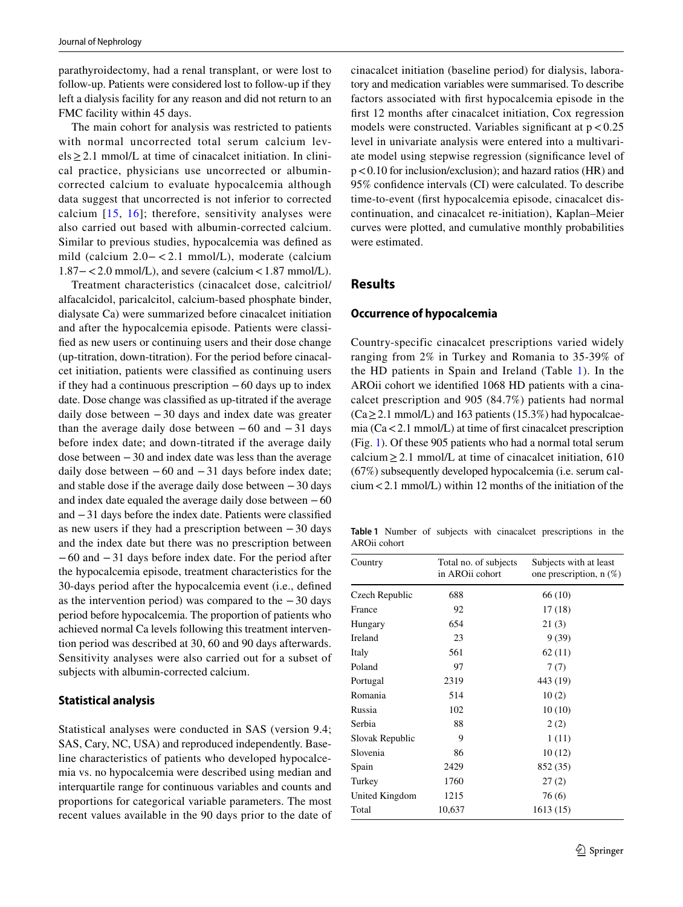parathyroidectomy, had a renal transplant, or were lost to follow-up. Patients were considered lost to follow-up if they left a dialysis facility for any reason and did not return to an FMC facility within 45 days.

The main cohort for analysis was restricted to patients with normal uncorrected total serum calcium levels ≥ 2.1 mmol/L at time of cinacalcet initiation. In clinical practice, physicians use uncorrected or albumin-corrected calcium to evaluate hypocalcemia although data suggest that uncorrected is not inferior to corrected calcium [15, 16]; therefore, sensitivity analyses were also carried out based with albumin-corrected calcium. Similar to previous studies, hypocalcemia was defined as mild (calcium 2.0− < 2.1 mmol/L), moderate (calcium 1.87− < 2.0 mmol/L), and severe (calcium < 1.87 mmol/L).

Treatment characteristics (cinacalcet dose, calcitriol/alfacalcidol, paricalcitol, calcium-based phosphate binder, dialysate Ca) were summarized before cinacalcet initiation and after the hypocalcemia episode. Patients were classified as new users or continuing users and their dose change (up-titration, down-titration). For the period before cinacalcet initiation, patients were classified as continuing users if they had a continuous prescription − 60 days up to index date. Dose change was classified as up-titrated if the average daily dose between − 30 days and index date was greater than the average daily dose between − 60 and − 31 days before index date; and down-titrated if the average daily dose between − 30 and index date was less than the average daily dose between − 60 and − 31 days before index date; and stable dose if the average daily dose between − 30 days and index date equaled the average daily dose between − 60 and − 31 days before the index date. Patients were classified as new users if they had a prescription between − 30 days and the index date but there was no prescription between − 60 and − 31 days before index date. For the period after the hypocalcemia episode, treatment characteristics for the 30-days period after the hypocalcemia event (i.e., defined as the intervention period) was compared to the − 30 days period before hypocalcemia. The proportion of patients who achieved normal Ca levels following this treatment intervention period was described at 30, 60 and 90 days afterwards. Sensitivity analyses were also carried out for a subset of subjects with albumin-corrected calcium.

### Statistical analysis

Statistical analyses were conducted in SAS (version 9.4; SAS, Cary, NC, USA) and reproduced independently. Baseline characteristics of patients who developed hypocalcemia vs. no hypocalcemia were described using median and interquartile range for continuous variables and counts and proportions for categorical variable parameters. The most recent values available in the 90 days prior to the date of cinacalcet initiation (baseline period) for dialysis, laboratory and medication variables were summarised. To describe factors associated with first hypocalcemia episode in the first 12 months after cinacalcet initiation, Cox regression models were constructed. Variables significant at $p < 0.25$ level in univariate analysis were entered into a multivariate model using stepwise regression (significance level of $p < 0.10$ for inclusion/exclusion); and hazard ratios (HR) and 95% confidence intervals (CI) were calculated. To describe time-to-event (first hypocalcemia episode, cinacalcet discontinuation, and cinacalcet re-initiation), Kaplan–Meier curves were plotted, and cumulative monthly probabilities were estimated.

## Results

### Occurrence of hypocalcemia

Country-specific cinacalcet prescriptions varied widely ranging from 2% in Turkey and Romania to 35-39% of the HD patients in Spain and Ireland (Table 1). In the AROii cohort we identified 1068 HD patients with a cinacalcet prescription and 905 (84.7%) patients had normal (Ca ≥ 2.1 mmol/L) and 163 patients (15.3%) had hypocalcaemia (Ca < 2.1 mmol/L) at time of first cinacalcet prescription (Fig. 1). Of these 905 patients who had a normal total serum calcium ≥ 2.1 mmol/L at time of cinacalcet initiation, 610 (67%) subsequently developed hypocalcemia (i.e. serum calcium < 2.1 mmol/L) within 12 months of the initiation of the

**Table 1** Number of subjects with cinacalcet prescriptions in the AROii cohort

| Country | Total no. of subjects in AROii cohort | Subjects with at least one prescription, n (%) |
|---|---|---|
| Czech Republic | 688 | 66 (10) |
| France | 92 | 17 (18) |
| Hungary | 654 | 21 (3) |
| Ireland | 23 | 9 (39) |
| Italy | 561 | 62 (11) |
| Poland | 97 | 7 (7) |
| Portugal | 2319 | 443 (19) |
| Romania | 514 | 10 (2) |
| Russia | 102 | 10 (10) |
| Serbia | 88 | 2 (2) |
| Slovak Republic | 9 | 1 (11) |
| Slovenia | 86 | 10 (12) |
| Spain | 2429 | 852 (35) |
| Turkey | 1760 | 27 (2) |
| United Kingdom | 1215 | 76 (6) |
| Total | 10,637 | 1613 (15) |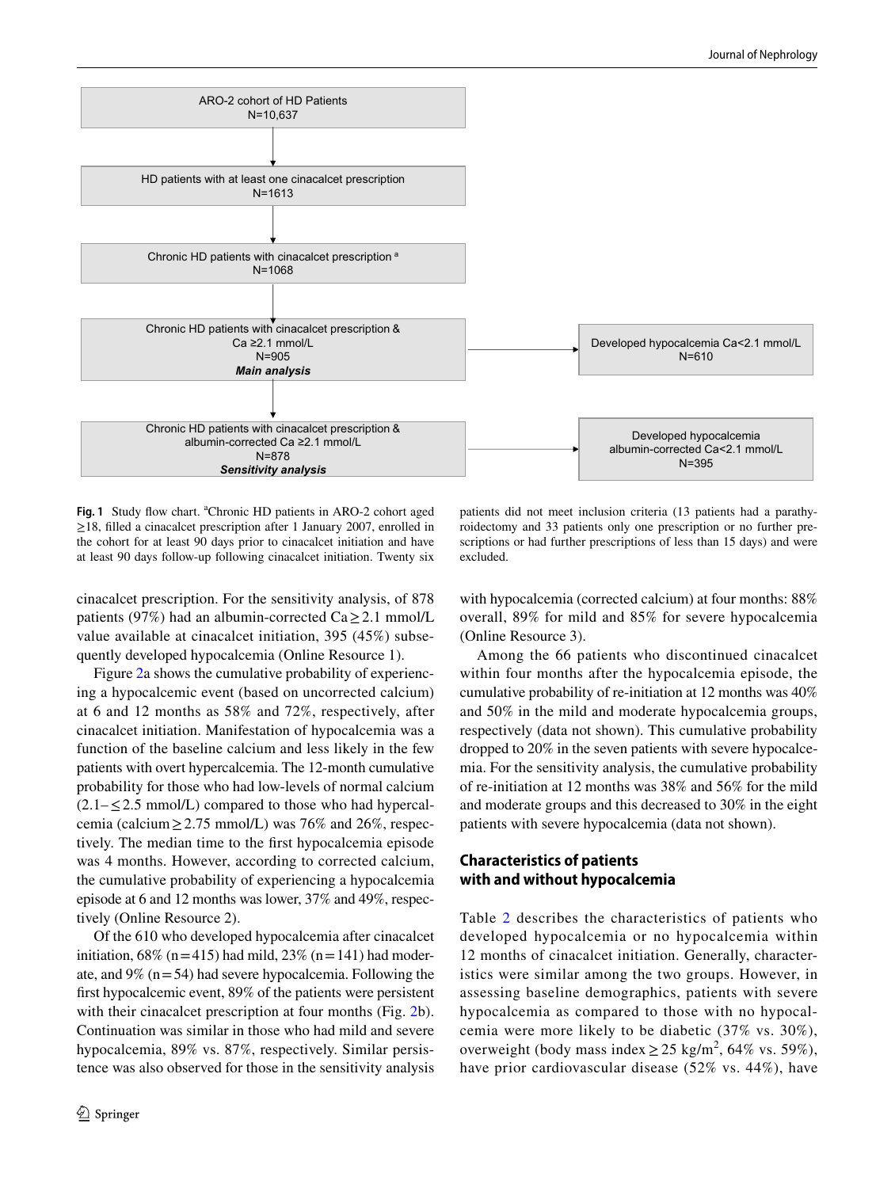ARO-2 cohort of HD Patients
N=10,637

HD patients with at least one cinacalcet prescription
N=1613

Chronic HD patients with cinacalcet prescription [a]
N=1068

Chronic HD patients with cinacalcet prescription & Ca ≥2.1 mmol/L
N=905
***Main analysis***

Developed hypocalcemia Ca<2.1 mmol/L
N=610

Chronic HD patients with cinacalcet prescription & albumin-corrected Ca ≥2.1 mmol/L
N=878
***Sensitivity analysis***

Developed hypocalcemia albumin-corrected Ca<2.1 mmol/L
N=395

**Fig. 1** Study flow chart. [a]Chronic HD patients in ARO-2 cohort aged ≥18, filled a cinacalcet prescription after 1 January 2007, enrolled in the cohort for at least 90 days prior to cinacalcet initiation and have at least 90 days follow-up following cinacalcet initiation. Twenty six patients did not meet inclusion criteria (13 patients had a parathyroidectomy and 33 patients only one prescription or no further prescriptions or had further prescriptions of less than 15 days) and were excluded.

cinacalcet prescription. For the sensitivity analysis, of 878 patients (97%) had an albumin-corrected Ca ≥ 2.1 mmol/L value available at cinacalcet initiation, 395 (45%) subsequently developed hypocalcemia (Online Resource 1).

Figure 2a shows the cumulative probability of experiencing a hypocalcemic event (based on uncorrected calcium) at 6 and 12 months as 58% and 72%, respectively, after cinacalcet initiation. Manifestation of hypocalcemia was a function of the baseline calcium and less likely in the few patients with overt hypercalcemia. The 12-month cumulative probability for those who had low-levels of normal calcium (2.1– ≤ 2.5 mmol/L) compared to those who had hypercalcemia (calcium ≥ 2.75 mmol/L) was 76% and 26%, respectively. The median time to the first hypocalcemia episode was 4 months. However, according to corrected calcium, the cumulative probability of experiencing a hypocalcemia episode at 6 and 12 months was lower, 37% and 49%, respectively (Online Resource 2).

Of the 610 who developed hypocalcemia after cinacalcet initiation, 68% (n = 415) had mild, 23% (n = 141) had moderate, and 9% (n = 54) had severe hypocalcemia. Following the first hypocalcemic event, 89% of the patients were persistent with their cinacalcet prescription at four months (Fig. 2b). Continuation was similar in those who had mild and severe hypocalcemia, 89% vs. 87%, respectively. Similar persistence was also observed for those in the sensitivity analysis with hypocalcemia (corrected calcium) at four months: 88% overall, 89% for mild and 85% for severe hypocalcemia (Online Resource 3).

Among the 66 patients who discontinued cinacalcet within four months after the hypocalcemia episode, the cumulative probability of re-initiation at 12 months was 40% and 50% in the mild and moderate hypocalcemia groups, respectively (data not shown). This cumulative probability dropped to 20% in the seven patients with severe hypocalcemia. For the sensitivity analysis, the cumulative probability of re-initiation at 12 months was 38% and 56% for the mild and moderate groups and this decreased to 30% in the eight patients with severe hypocalcemia (data not shown).

## Characteristics of patients with and without hypocalcemia

Table 2 describes the characteristics of patients who developed hypocalcemia or no hypocalcemia within 12 months of cinacalcet initiation. Generally, characteristics were similar among the two groups. However, in assessing baseline demographics, patients with severe hypocalcemia as compared to those with no hypocalcemia were more likely to be diabetic (37% vs. 30%), overweight (body mass index ≥ 25 kg/m$^2$, 64% vs. 59%), have prior cardiovascular disease (52% vs. 44%), have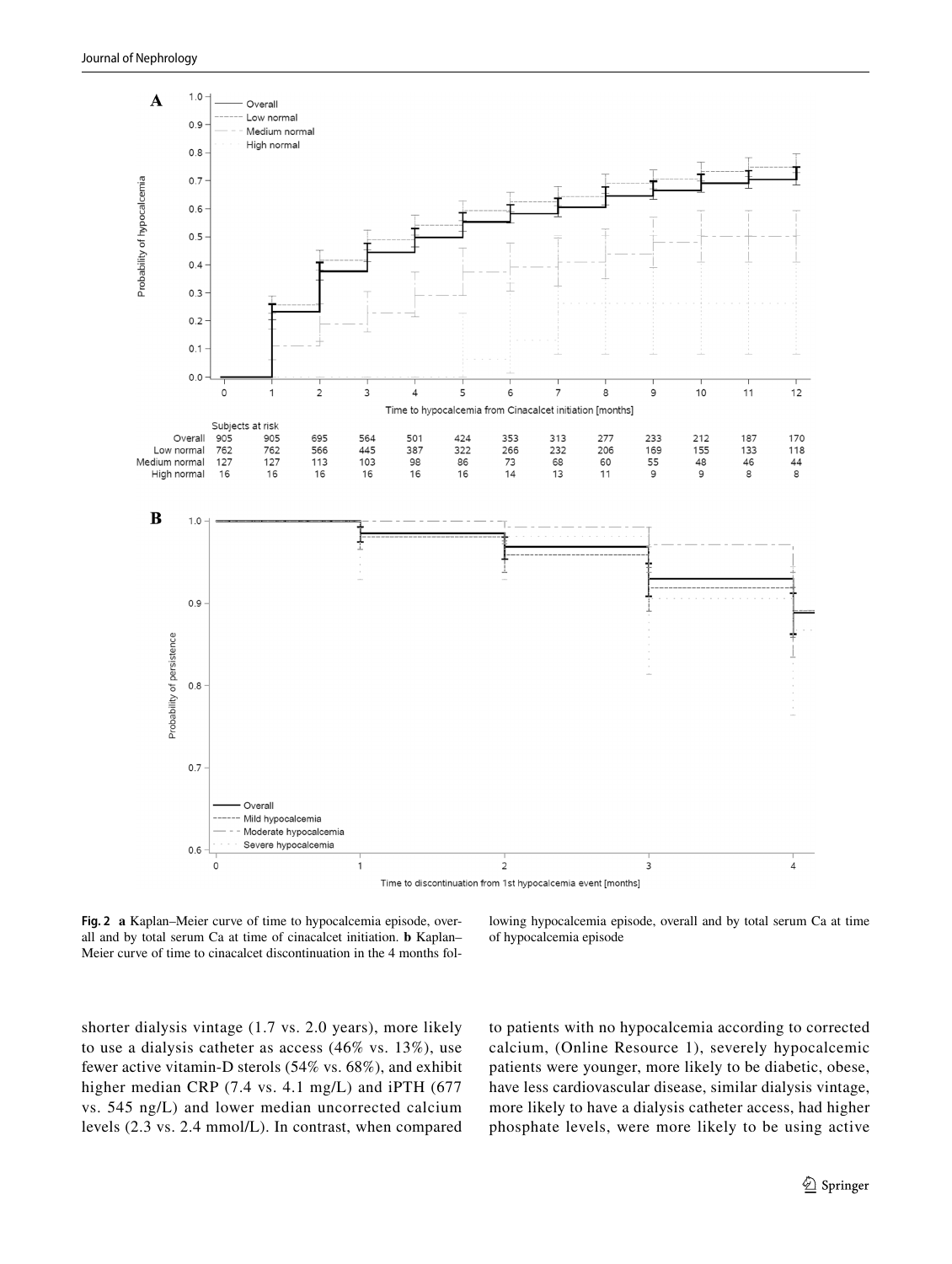**Fig. 2** **a** Kaplan–Meier curve of time to hypocalcemia episode, overall and by total serum Ca at time of cinacalcet initiation. **b** Kaplan–Meier curve of time to cinacalcet discontinuation in the 4 months following hypocalcemia episode, overall and by total serum Ca at time of hypocalcemia episode

shorter dialysis vintage (1.7 vs. 2.0 years), more likely to use a dialysis catheter as access (46% vs. 13%), use fewer active vitamin-D sterols (54% vs. 68%), and exhibit higher median CRP (7.4 vs. 4.1 mg/L) and iPTH (677 vs. 545 ng/L) and lower median uncorrected calcium levels (2.3 vs. 2.4 mmol/L). In contrast, when compared to patients with no hypocalcemia according to corrected calcium, (Online Resource 1), severely hypocalcemic patients were younger, more likely to be diabetic, obese, have less cardiovascular disease, similar dialysis vintage, more likely to have a dialysis catheter access, had higher phosphate levels, were more likely to be using active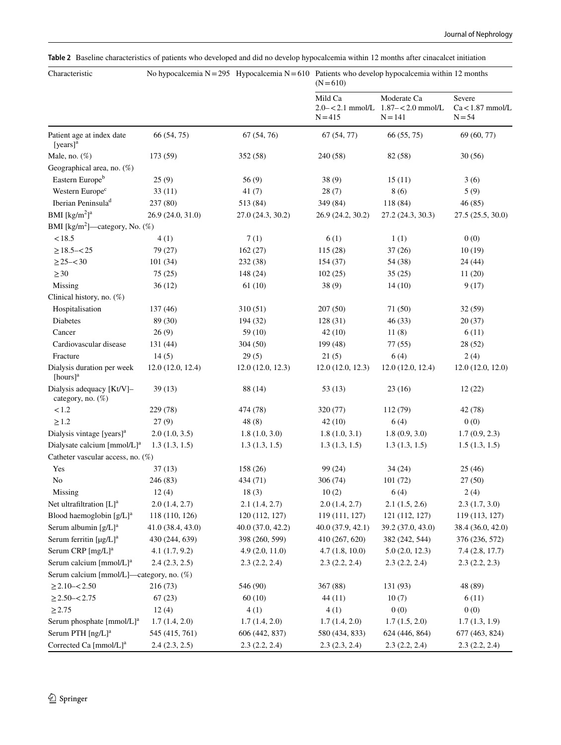**Table 2** Baseline characteristics of patients who developed and did no develop hypocalcemia within 12 months after cinacalcet initiation

| Characteristic | No hypocalcemia N = 295 | Hypocalcemia N = 610 | Patients who develop hypocalcemia within 12 months (N = 610) | | |
|---|---|---|---|---|---|
| | | | Mild Ca 2.0– < 2.1 mmol/L N = 415 | Moderate Ca 1.87– < 2.0 mmol/L N = 141 | Severe Ca < 1.87 mmol/L N = 54 |
| Patient age at index date [years][a] | 66 (54, 75) | 67 (54, 76) | 67 (54, 77) | 66 (55, 75) | 69 (60, 77) |
| Male, no. (%) | 173 (59) | 352 (58) | 240 (58) | 82 (58) | 30 (56) |
| Geographical area, no. (%) | | | | | |
| Eastern Europe[b] | 25 (9) | 56 (9) | 38 (9) | 15 (11) | 3 (6) |
| Western Europe[c] | 33 (11) | 41 (7) | 28 (7) | 8 (6) | 5 (9) |
| Iberian Peninsula[d] | 237 (80) | 513 (84) | 349 (84) | 118 (84) | 46 (85) |
| BMI [kg/m$^2$][a] | 26.9 (24.0, 31.0) | 27.0 (24.3, 30.2) | 26.9 (24.2, 30.2) | 27.2 (24.3, 30.3) | 27.5 (25.5, 30.0) |
| BMI [kg/m$^2$]—category, No. (%) | | | | | |
| < 18.5 | 4 (1) | 7 (1) | 6 (1) | 1 (1) | 0 (0) |
| ≥ 18.5– < 25 | 79 (27) | 162 (27) | 115 (28) | 37 (26) | 10 (19) |
| ≥ 25– < 30 | 101 (34) | 232 (38) | 154 (37) | 54 (38) | 24 (44) |
| ≥ 30 | 75 (25) | 148 (24) | 102 (25) | 35 (25) | 11 (20) |
| Missing | 36 (12) | 61 (10) | 38 (9) | 14 (10) | 9 (17) |
| Clinical history, no. (%) | | | | | |
| Hospitalisation | 137 (46) | 310 (51) | 207 (50) | 71 (50) | 32 (59) |
| Diabetes | 89 (30) | 194 (32) | 128 (31) | 46 (33) | 20 (37) |
| Cancer | 26 (9) | 59 (10) | 42 (10) | 11 (8) | 6 (11) |
| Cardiovascular disease | 131 (44) | 304 (50) | 199 (48) | 77 (55) | 28 (52) |
| Fracture | 14 (5) | 29 (5) | 21 (5) | 6 (4) | 2 (4) |
| Dialysis duration per week [hours][a] | 12.0 (12.0, 12.4) | 12.0 (12.0, 12.3) | 12.0 (12.0, 12.3) | 12.0 (12.0, 12.4) | 12.0 (12.0, 12.0) |
| Dialysis adequacy [Kt/V]–category, no. (%) | 39 (13) | 88 (14) | 53 (13) | 23 (16) | 12 (22) |
| < 1.2 | 229 (78) | 474 (78) | 320 (77) | 112 (79) | 42 (78) |
| ≥ 1.2 | 27 (9) | 48 (8) | 42 (10) | 6 (4) | 0 (0) |
| Dialysis vintage [years][a] | 2.0 (1.0, 3.5) | 1.8 (1.0, 3.0) | 1.8 (1.0, 3.1) | 1.8 (0.9, 3.0) | 1.7 (0.9, 2.3) |
| Dialysate calcium [mmol/L][a] | 1.3 (1.3, 1.5) | 1.3 (1.3, 1.5) | 1.3 (1.3, 1.5) | 1.3 (1.3, 1.5) | 1.5 (1.3, 1.5) |
| Catheter vascular access, no. (%) | | | | | |
| Yes | 37 (13) | 158 (26) | 99 (24) | 34 (24) | 25 (46) |
| No | 246 (83) | 434 (71) | 306 (74) | 101 (72) | 27 (50) |
| Missing | 12 (4) | 18 (3) | 10 (2) | 6 (4) | 2 (4) |
| Net ultrafiltration [L][a] | 2.0 (1.4, 2.7) | 2.1 (1.4, 2.7) | 2.0 (1.4, 2.7) | 2.1 (1.5, 2.6) | 2.3 (1.7, 3.0) |
| Blood haemoglobin [g/L][a] | 118 (110, 126) | 120 (112, 127) | 119 (111, 127) | 121 (112, 127) | 119 (113, 127) |
| Serum albumin [g/L][a] | 41.0 (38.4, 43.0) | 40.0 (37.0, 42.2) | 40.0 (37.9, 42.1) | 39.2 (37.0, 43.0) | 38.4 (36.0, 42.0) |
| Serum ferritin [μg/L][a] | 430 (244, 639) | 398 (260, 599) | 410 (267, 620) | 382 (242, 544) | 376 (236, 572) |
| Serum CRP [mg/L][a] | 4.1 (1.7, 9.2) | 4.9 (2.0, 11.0) | 4.7 (1.8, 10.0) | 5.0 (2.0, 12.3) | 7.4 (2.8, 17.7) |
| Serum calcium [mmol/L][a] | 2.4 (2.3, 2.5) | 2.3 (2.2, 2.4) | 2.3 (2.2, 2.4) | 2.3 (2.2, 2.4) | 2.3 (2.2, 2.3) |
| Serum calcium [mmol/L]—category, no. (%) | | | | | |
| ≥ 2.10– < 2.50 | 216 (73) | 546 (90) | 367 (88) | 131 (93) | 48 (89) |
| ≥ 2.50– < 2.75 | 67 (23) | 60 (10) | 44 (11) | 10 (7) | 6 (11) |
| ≥ 2.75 | 12 (4) | 4 (1) | 4 (1) | 0 (0) | 0 (0) |
| Serum phosphate [mmol/L][a] | 1.7 (1.4, 2.0) | 1.7 (1.4, 2.0) | 1.7 (1.4, 2.0) | 1.7 (1.5, 2.0) | 1.7 (1.3, 1.9) |
| Serum PTH [ng/L][a] | 545 (415, 761) | 606 (442, 837) | 580 (434, 833) | 624 (446, 864) | 677 (463, 824) |
| Corrected Ca [mmol/L][a] | 2.4 (2.3, 2.5) | 2.3 (2.2, 2.4) | 2.3 (2.3, 2.4) | 2.3 (2.2, 2.4) | 2.3 (2.2, 2.4) |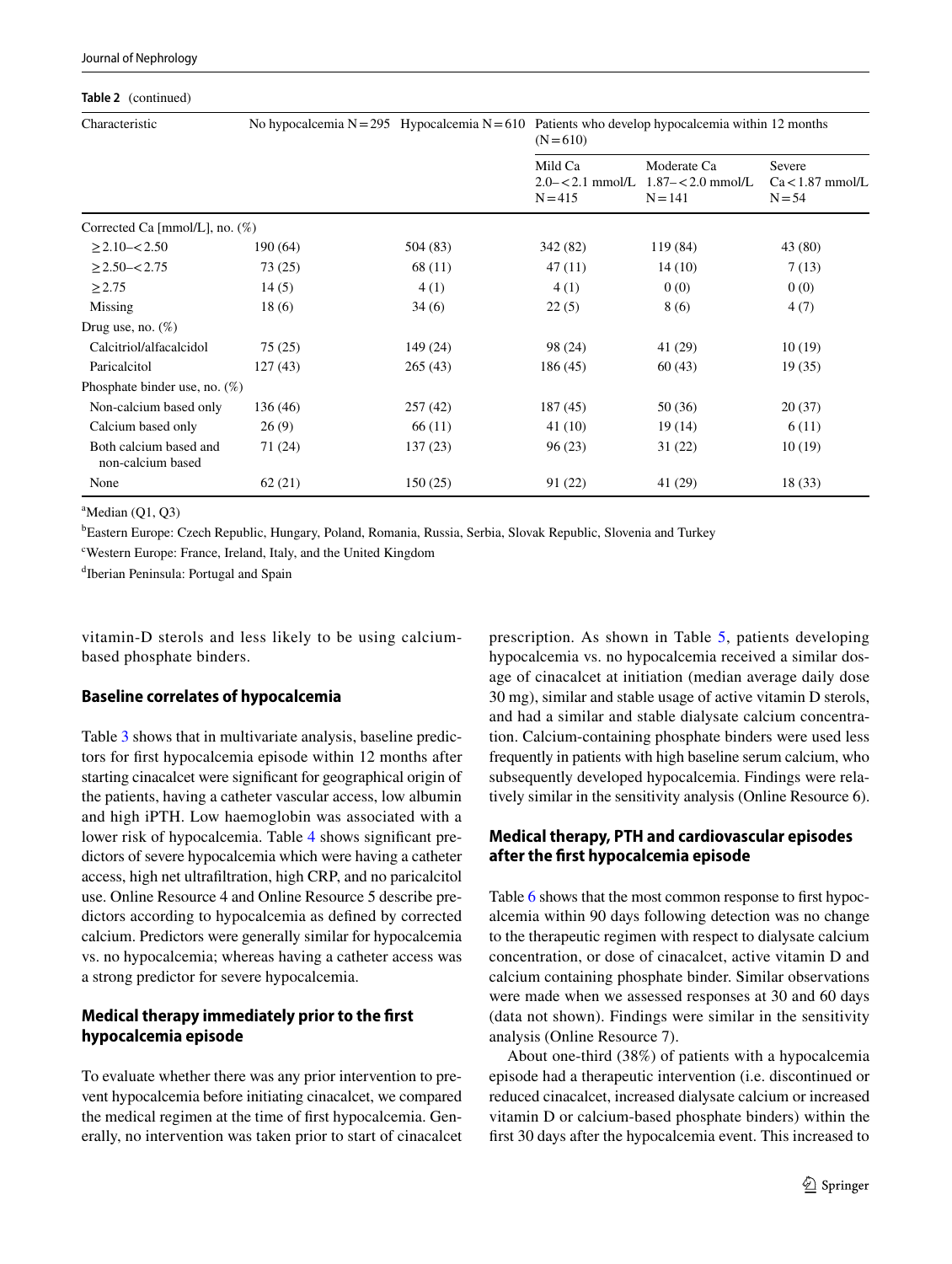**Table 2** (continued)

| Characteristic | No hypocalcemia N = 295 | Hypocalcemia N = 610 | Patients who develop hypocalcemia within 12 months (N = 610) | | |
|---|---|---|---|---|---|
| | | | Mild Ca 2.0–< 2.1 mmol/L N = 415 | Moderate Ca 1.87–< 2.0 mmol/L N = 141 | Severe Ca < 1.87 mmol/L N = 54 |
| Corrected Ca [mmol/L], no. (%) | | | | | |
| ≥ 2.10–< 2.50 | 190 (64) | 504 (83) | 342 (82) | 119 (84) | 43 (80) |
| ≥ 2.50–< 2.75 | 73 (25) | 68 (11) | 47 (11) | 14 (10) | 7 (13) |
| ≥ 2.75 | 14 (5) | 4 (1) | 4 (1) | 0 (0) | 0 (0) |
| Missing | 18 (6) | 34 (6) | 22 (5) | 8 (6) | 4 (7) |
| Drug use, no. (%) | | | | | |
| Calcitriol/alfacalcidol | 75 (25) | 149 (24) | 98 (24) | 41 (29) | 10 (19) |
| Paricalcitol | 127 (43) | 265 (43) | 186 (45) | 60 (43) | 19 (35) |
| Phosphate binder use, no. (%) | | | | | |
| Non-calcium based only | 136 (46) | 257 (42) | 187 (45) | 50 (36) | 20 (37) |
| Calcium based only | 26 (9) | 66 (11) | 41 (10) | 19 (14) | 6 (11) |
| Both calcium based and non-calcium based | 71 (24) | 137 (23) | 96 (23) | 31 (22) | 10 (19) |
| None | 62 (21) | 150 (25) | 91 (22) | 41 (29) | 18 (33) |

[a]Median (Q1, Q3)

[b]Eastern Europe: Czech Republic, Hungary, Poland, Romania, Russia, Serbia, Slovak Republic, Slovenia and Turkey

[c]Western Europe: France, Ireland, Italy, and the United Kingdom

[d]Iberian Peninsula: Portugal and Spain

vitamin-D sterols and less likely to be using calcium-based phosphate binders.

## Baseline correlates of hypocalcemia

Table 3 shows that in multivariate analysis, baseline predictors for first hypocalcemia episode within 12 months after starting cinacalcet were significant for geographical origin of the patients, having a catheter vascular access, low albumin and high iPTH. Low haemoglobin was associated with a lower risk of hypocalcemia. Table 4 shows significant predictors of severe hypocalcemia which were having a catheter access, high net ultrafiltration, high CRP, and no paricalcitol use. Online Resource 4 and Online Resource 5 describe predictors according to hypocalcemia as defined by corrected calcium. Predictors were generally similar for hypocalcemia vs. no hypocalcemia; whereas having a catheter access was a strong predictor for severe hypocalcemia.

## Medical therapy immediately prior to the first hypocalcemia episode

To evaluate whether there was any prior intervention to prevent hypocalcemia before initiating cinacalcet, we compared the medical regimen at the time of first hypocalcemia. Generally, no intervention was taken prior to start of cinacalcet prescription. As shown in Table 5, patients developing hypocalcemia vs. no hypocalcemia received a similar dosage of cinacalcet at initiation (median average daily dose 30 mg), similar and stable usage of active vitamin D sterols, and had a similar and stable dialysate calcium concentration. Calcium-containing phosphate binders were used less frequently in patients with high baseline serum calcium, who subsequently developed hypocalcemia. Findings were relatively similar in the sensitivity analysis (Online Resource 6).

## Medical therapy, PTH and cardiovascular episodes after the first hypocalcemia episode

Table 6 shows that the most common response to first hypocalcemia within 90 days following detection was no change to the therapeutic regimen with respect to dialysate calcium concentration, or dose of cinacalcet, active vitamin D and calcium containing phosphate binder. Similar observations were made when we assessed responses at 30 and 60 days (data not shown). Findings were similar in the sensitivity analysis (Online Resource 7).

About one-third (38%) of patients with a hypocalcemia episode had a therapeutic intervention (i.e. discontinued or reduced cinacalcet, increased dialysate calcium or increased vitamin D or calcium-based phosphate binders) within the first 30 days after the hypocalcemia event. This increased to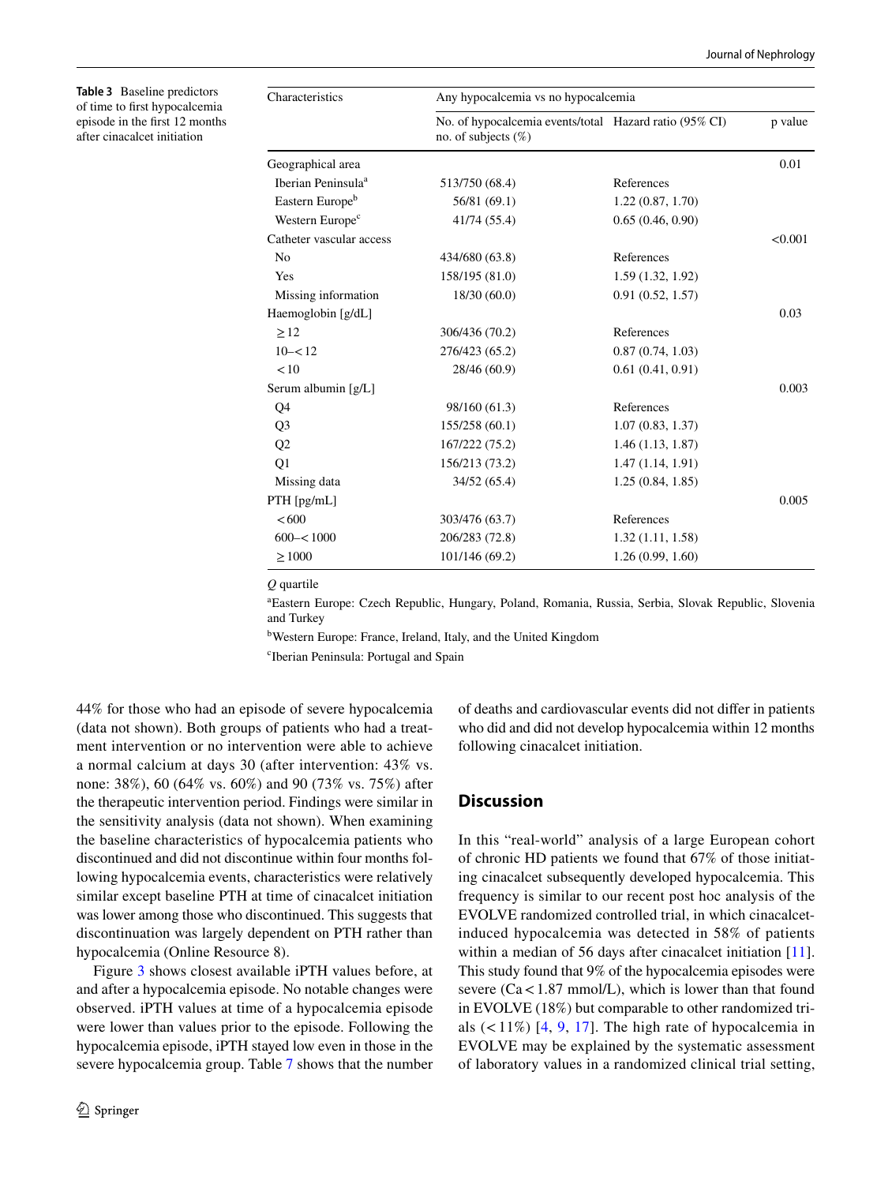**Table 3** Baseline predictors of time to first hypocalcemia episode in the first 12 months after cinacalcet initiation

| Characteristics | Any hypocalcemia vs no hypocalcemia | | |
|---|---|---|---|
| | No. of hypocalcemia events/total no. of subjects (%) | Hazard ratio (95% CI) | p value |
| Geographical area | | | 0.01 |
| Iberian Peninsula[a] | 513/750 (68.4) | References | |
| Eastern Europe[b] | 56/81 (69.1) | 1.22 (0.87, 1.70) | |
| Western Europe[c] | 41/74 (55.4) | 0.65 (0.46, 0.90) | |
| Catheter vascular access | | | <0.001 |
| No | 434/680 (63.8) | References | |
| Yes | 158/195 (81.0) | 1.59 (1.32, 1.92) | |
| Missing information | 18/30 (60.0) | 0.91 (0.52, 1.57) | |
| Haemoglobin [g/dL] | | | 0.03 |
| ≥ 12 | 306/436 (70.2) | References | |
| 10–< 12 | 276/423 (65.2) | 0.87 (0.74, 1.03) | |
| < 10 | 28/46 (60.9) | 0.61 (0.41, 0.91) | |
| Serum albumin [g/L] | | | 0.003 |
| Q4 | 98/160 (61.3) | References | |
| Q3 | 155/258 (60.1) | 1.07 (0.83, 1.37) | |
| Q2 | 167/222 (75.2) | 1.46 (1.13, 1.87) | |
| Q1 | 156/213 (73.2) | 1.47 (1.14, 1.91) | |
| Missing data | 34/52 (65.4) | 1.25 (0.84, 1.85) | |
| PTH [pg/mL] | | | 0.005 |
| < 600 | 303/476 (63.7) | References | |
| 600–< 1000 | 206/283 (72.8) | 1.32 (1.11, 1.58) | |
| ≥ 1000 | 101/146 (69.2) | 1.26 (0.99, 1.60) | |

*Q* quartile

[a]Eastern Europe: Czech Republic, Hungary, Poland, Romania, Russia, Serbia, Slovak Republic, Slovenia and Turkey

[b]Western Europe: France, Ireland, Italy, and the United Kingdom

[c]Iberian Peninsula: Portugal and Spain

44% for those who had an episode of severe hypocalcemia (data not shown). Both groups of patients who had a treatment intervention or no intervention were able to achieve a normal calcium at days 30 (after intervention: 43% vs. none: 38%), 60 (64% vs. 60%) and 90 (73% vs. 75%) after the therapeutic intervention period. Findings were similar in the sensitivity analysis (data not shown). When examining the baseline characteristics of hypocalcemia patients who discontinued and did not discontinue within four months following hypocalcemia events, characteristics were relatively similar except baseline PTH at time of cinacalcet initiation was lower among those who discontinued. This suggests that discontinuation was largely dependent on PTH rather than hypocalcemia (Online Resource 8).

Figure 3 shows closest available iPTH values before, at and after a hypocalcemia episode. No notable changes were observed. iPTH values at time of a hypocalcemia episode were lower than values prior to the episode. Following the hypocalcemia episode, iPTH stayed low even in those in the severe hypocalcemia group. Table 7 shows that the number of deaths and cardiovascular events did not differ in patients who did and did not develop hypocalcemia within 12 months following cinacalcet initiation.

## Discussion

In this "real-world" analysis of a large European cohort of chronic HD patients we found that 67% of those initiating cinacalcet subsequently developed hypocalcemia. This frequency is similar to our recent post hoc analysis of the EVOLVE randomized controlled trial, in which cinacalcet-induced hypocalcemia was detected in 58% of patients within a median of 56 days after cinacalcet initiation [11]. This study found that 9% of the hypocalcemia episodes were severe (Ca < 1.87 mmol/L), which is lower than that found in EVOLVE (18%) but comparable to other randomized trials (< 11%) [4, 9, 17]. The high rate of hypocalcemia in EVOLVE may be explained by the systematic assessment of laboratory values in a randomized clinical trial setting,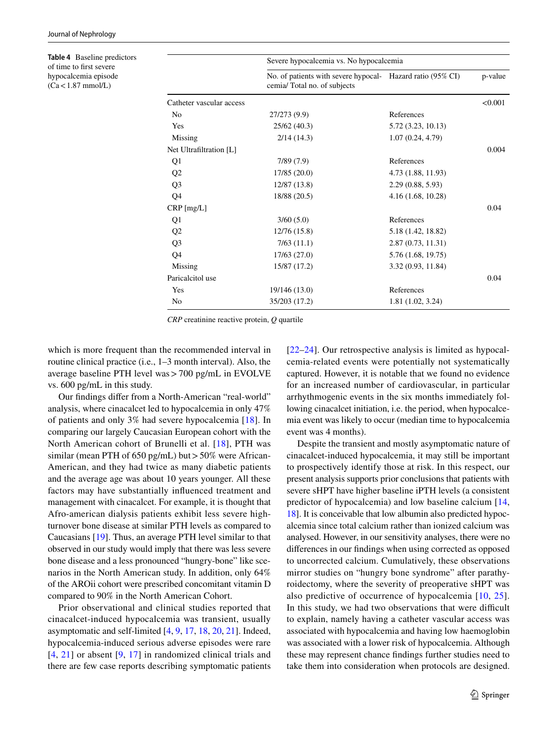**Table 4** Baseline predictors of time to first severe hypocalcemia episode (Ca < 1.87 mmol/L)

| | Severe hypocalcemia vs. No hypocalcemia | | |
|---|---|---|---|
| | No. of patients with severe hypocalcemia/ Total no. of subjects | Hazard ratio (95% CI) | p-value |
| Catheter vascular access | | | <0.001 |
| No | 27/273 (9.9) | References | |
| Yes | 25/62 (40.3) | 5.72 (3.23, 10.13) | |
| Missing | 2/14 (14.3) | 1.07 (0.24, 4.79) | |
| Net Ultrafiltration [L] | | | 0.004 |
| Q1 | 7/89 (7.9) | References | |
| Q2 | 17/85 (20.0) | 4.73 (1.88, 11.93) | |
| Q3 | 12/87 (13.8) | 2.29 (0.88, 5.93) | |
| Q4 | 18/88 (20.5) | 4.16 (1.68, 10.28) | |
| CRP [mg/L] | | | 0.04 |
| Q1 | 3/60 (5.0) | References | |
| Q2 | 12/76 (15.8) | 5.18 (1.42, 18.82) | |
| Q3 | 7/63 (11.1) | 2.87 (0.73, 11.31) | |
| Q4 | 17/63 (27.0) | 5.76 (1.68, 19.75) | |
| Missing | 15/87 (17.2) | 3.32 (0.93, 11.84) | |
| Paricalcitol use | | | 0.04 |
| Yes | 19/146 (13.0) | References | |
| No | 35/203 (17.2) | 1.81 (1.02, 3.24) | |

*CRP* creatinine reactive protein, *Q* quartile

which is more frequent than the recommended interval in routine clinical practice (i.e., 1–3 month interval). Also, the average baseline PTH level was > 700 pg/mL in EVOLVE vs. 600 pg/mL in this study.

Our findings differ from a North-American "real-world" analysis, where cinacalcet led to hypocalcemia in only 47% of patients and only 3% had severe hypocalcemia [18]. In comparing our largely Caucasian European cohort with the North American cohort of Brunelli et al. [18], PTH was similar (mean PTH of 650 pg/mL) but > 50% were African-American, and they had twice as many diabetic patients and the average age was about 10 years younger. All these factors may have substantially influenced treatment and management with cinacalcet. For example, it is thought that Afro-american dialysis patients exhibit less severe high-turnover bone disease at similar PTH levels as compared to Caucasians [19]. Thus, an average PTH level similar to that observed in our study would imply that there was less severe bone disease and a less pronounced "hungry-bone" like scenarios in the North American study. In addition, only 64% of the AROii cohort were prescribed concomitant vitamin D compared to 90% in the North American Cohort.

Prior observational and clinical studies reported that cinacalcet-induced hypocalcemia was transient, usually asymptomatic and self-limited [4, 9, 17, 18, 20, 21]. Indeed, hypocalcemia-induced serious adverse episodes were rare [4, 21] or absent [9, 17] in randomized clinical trials and there are few case reports describing symptomatic patients [22–24]. Our retrospective analysis is limited as hypocalcemia-related events were potentially not systematically captured. However, it is notable that we found no evidence for an increased number of cardiovascular, in particular arrhythmogenic events in the six months immediately following cinacalcet initiation, i.e. the period, when hypocalcemia event was likely to occur (median time to hypocalcemia event was 4 months).

Despite the transient and mostly asymptomatic nature of cinacalcet-induced hypocalcemia, it may still be important to prospectively identify those at risk. In this respect, our present analysis supports prior conclusions that patients with severe sHPT have higher baseline iPTH levels (a consistent predictor of hypocalcemia) and low baseline calcium [14, 18]. It is conceivable that low albumin also predicted hypocalcemia since total calcium rather than ionized calcium was analysed. However, in our sensitivity analyses, there were no differences in our findings when using corrected as opposed to uncorrected calcium. Cumulatively, these observations mirror studies on "hungry bone syndrome" after parathyroidectomy, where the severity of preoperative sHPT was also predictive of occurrence of hypocalcemia [10, 25]. In this study, we had two observations that were difficult to explain, namely having a catheter vascular access was associated with hypocalcemia and having low haemoglobin was associated with a lower risk of hypocalcemia. Although these may represent chance findings further studies need to take them into consideration when protocols are designed.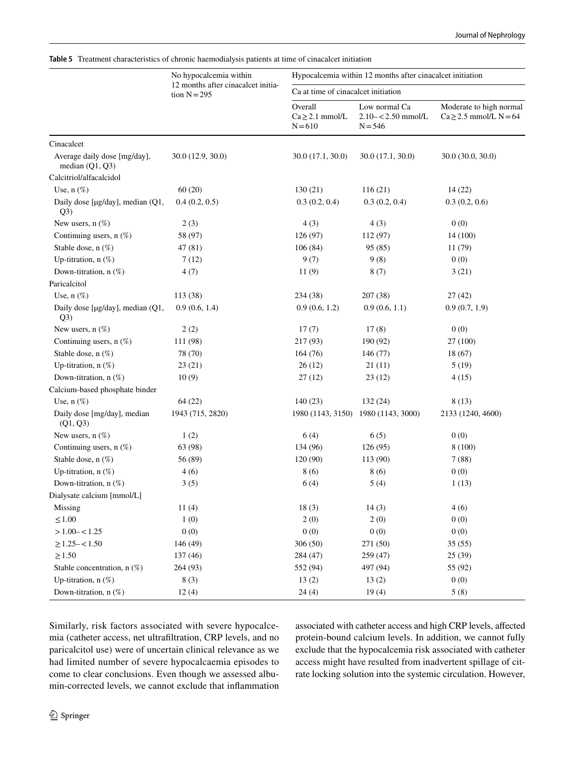**Table 5** Treatment characteristics of chronic haemodialysis patients at time of cinacalcet initiation

| | No hypocalcemia within 12 months after cinacalcet initiation N = 295 | Hypocalcemia within 12 months after cinacalcet initiation | | |
|---|---|---|---|---|
| | | Ca at time of cinacalcet initiation | | |
| | | Overall Ca ≥ 2.1 mmol/L N = 610 | Low normal Ca 2.10– < 2.50 mmol/L N = 546 | Moderate to high normal Ca ≥ 2.5 mmol/L N = 64 |
| Cinacalcet | | | | |
| Average daily dose [mg/day], median (Q1, Q3) | 30.0 (12.9, 30.0) | 30.0 (17.1, 30.0) | 30.0 (17.1, 30.0) | 30.0 (30.0, 30.0) |
| Calcitriol/alfacalcidol | | | | |
| Use, n (%) | 60 (20) | 130 (21) | 116 (21) | 14 (22) |
| Daily dose [µg/day], median (Q1, Q3) | 0.4 (0.2, 0.5) | 0.3 (0.2, 0.4) | 0.3 (0.2, 0.4) | 0.3 (0.2, 0.6) |
| New users, n (%) | 2 (3) | 4 (3) | 4 (3) | 0 (0) |
| Continuing users, n (%) | 58 (97) | 126 (97) | 112 (97) | 14 (100) |
| Stable dose, n (%) | 47 (81) | 106 (84) | 95 (85) | 11 (79) |
| Up-titration, n (%) | 7 (12) | 9 (7) | 9 (8) | 0 (0) |
| Down-titration, n (%) | 4 (7) | 11 (9) | 8 (7) | 3 (21) |
| Paricalcitol | | | | |
| Use, n (%) | 113 (38) | 234 (38) | 207 (38) | 27 (42) |
| Daily dose [µg/day], median (Q1, Q3) | 0.9 (0.6, 1.4) | 0.9 (0.6, 1.2) | 0.9 (0.6, 1.1) | 0.9 (0.7, 1.9) |
| New users, n (%) | 2 (2) | 17 (7) | 17 (8) | 0 (0) |
| Continuing users, n (%) | 111 (98) | 217 (93) | 190 (92) | 27 (100) |
| Stable dose, n (%) | 78 (70) | 164 (76) | 146 (77) | 18 (67) |
| Up-titration, n (%) | 23 (21) | 26 (12) | 21 (11) | 5 (19) |
| Down-titration, n (%) | 10 (9) | 27 (12) | 23 (12) | 4 (15) |
| Calcium-based phosphate binder | | | | |
| Use, n (%) | 64 (22) | 140 (23) | 132 (24) | 8 (13) |
| Daily dose [mg/day], median (Q1, Q3) | 1943 (715, 2820) | 1980 (1143, 3150) | 1980 (1143, 3000) | 2133 (1240, 4600) |
| New users, n (%) | 1 (2) | 6 (4) | 6 (5) | 0 (0) |
| Continuing users, n (%) | 63 (98) | 134 (96) | 126 (95) | 8 (100) |
| Stable dose, n (%) | 56 (89) | 120 (90) | 113 (90) | 7 (88) |
| Up-titration, n (%) | 4 (6) | 8 (6) | 8 (6) | 0 (0) |
| Down-titration, n (%) | 3 (5) | 6 (4) | 5 (4) | 1 (13) |
| Dialysate calcium [mmol/L] | | | | |
| Missing | 11 (4) | 18 (3) | 14 (3) | 4 (6) |
| ≤ 1.00 | 1 (0) | 2 (0) | 2 (0) | 0 (0) |
| > 1.00– < 1.25 | 0 (0) | 0 (0) | 0 (0) | 0 (0) |
| ≥ 1.25– < 1.50 | 146 (49) | 306 (50) | 271 (50) | 35 (55) |
| ≥ 1.50 | 137 (46) | 284 (47) | 259 (47) | 25 (39) |
| Stable concentration, n (%) | 264 (93) | 552 (94) | 497 (94) | 55 (92) |
| Up-titration, n (%) | 8 (3) | 13 (2) | 13 (2) | 0 (0) |
| Down-titration, n (%) | 12 (4) | 24 (4) | 19 (4) | 5 (8) |

Similarly, risk factors associated with severe hypocalcemia (catheter access, net ultrafiltration, CRP levels, and no paricalcitol use) were of uncertain clinical relevance as we had limited number of severe hypocalcaemia episodes to come to clear conclusions. Even though we assessed albumin-corrected levels, we cannot exclude that inflammation associated with catheter access and high CRP levels, affected protein-bound calcium levels. In addition, we cannot fully exclude that the hypocalcemia risk associated with catheter access might have resulted from inadvertent spillage of citrate locking solution into the systemic circulation. However,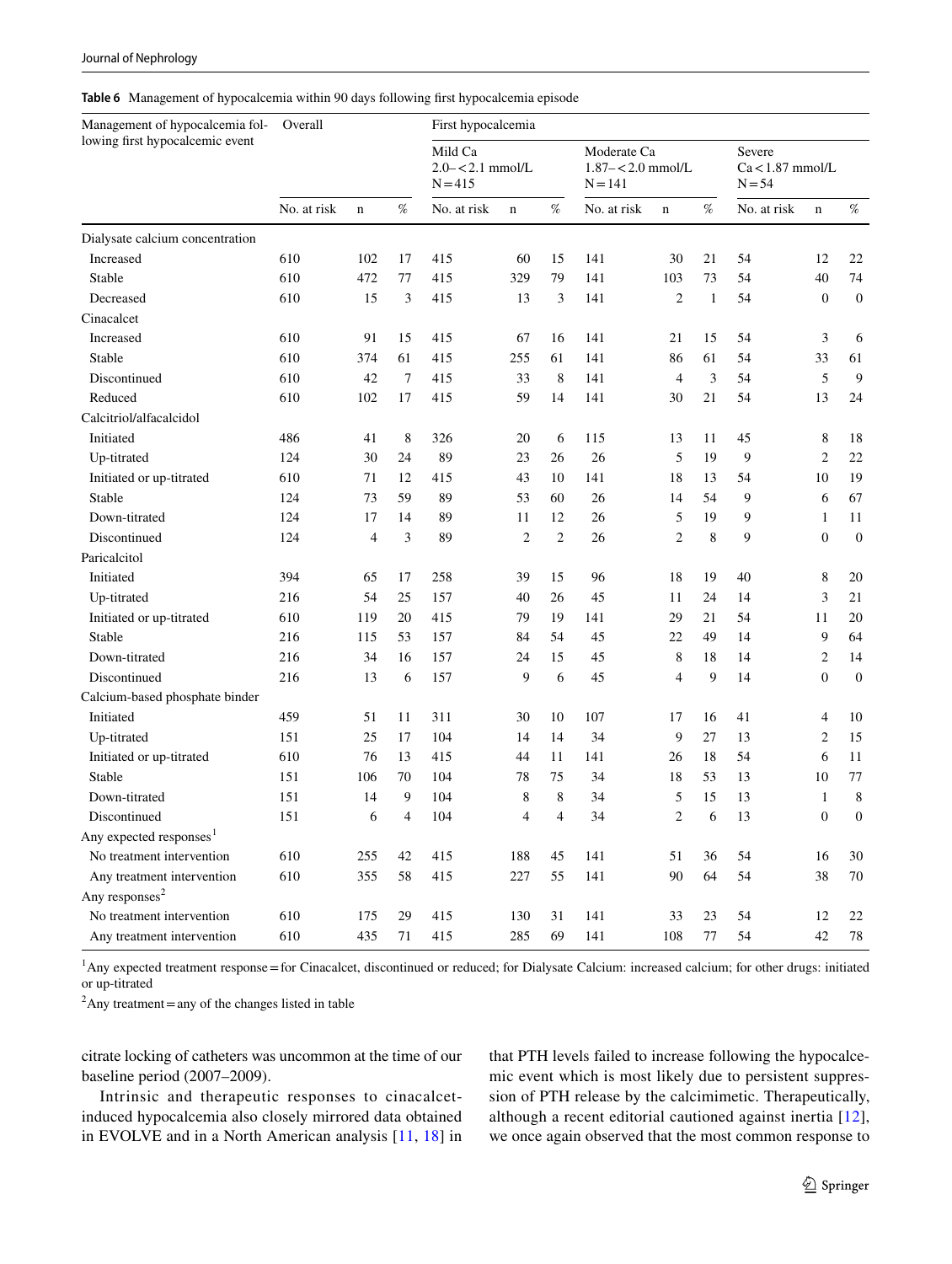**Table 6** Management of hypocalcemia within 90 days following first hypocalcemia episode

| Management of hypocalcemia following first hypocalcemic event | Overall | | | First hypocalcemia | | | | | | | | |
|---|---|---|---|---|---|---|---|---|---|---|---|---|
| | | | | Mild Ca 2.0–<2.1 mmol/L N=415 | | | Moderate Ca 1.87–<2.0 mmol/L N=141 | | | Severe Ca<1.87 mmol/L N=54 | | |
| | No. at risk | n | % | No. at risk | n | % | No. at risk | n | % | No. at risk | n | % |
| Dialysate calcium concentration | | | | | | | | | | | | |
| Increased | 610 | 102 | 17 | 415 | 60 | 15 | 141 | 30 | 21 | 54 | 12 | 22 |
| Stable | 610 | 472 | 77 | 415 | 329 | 79 | 141 | 103 | 73 | 54 | 40 | 74 |
| Decreased | 610 | 15 | 3 | 415 | 13 | 3 | 141 | 2 | 1 | 54 | 0 | 0 |
| Cinacalcet | | | | | | | | | | | | |
| Increased | 610 | 91 | 15 | 415 | 67 | 16 | 141 | 21 | 15 | 54 | 3 | 6 |
| Stable | 610 | 374 | 61 | 415 | 255 | 61 | 141 | 86 | 61 | 54 | 33 | 61 |
| Discontinued | 610 | 42 | 7 | 415 | 33 | 8 | 141 | 4 | 3 | 54 | 5 | 9 |
| Reduced | 610 | 102 | 17 | 415 | 59 | 14 | 141 | 30 | 21 | 54 | 13 | 24 |
| Calcitriol/alfacalcidol | | | | | | | | | | | | |
| Initiated | 486 | 41 | 8 | 326 | 20 | 6 | 115 | 13 | 11 | 45 | 8 | 18 |
| Up-titrated | 124 | 30 | 24 | 89 | 23 | 26 | 26 | 5 | 19 | 9 | 2 | 22 |
| Initiated or up-titrated | 610 | 71 | 12 | 415 | 43 | 10 | 141 | 18 | 13 | 54 | 10 | 19 |
| Stable | 124 | 73 | 59 | 89 | 53 | 60 | 26 | 14 | 54 | 9 | 6 | 67 |
| Down-titrated | 124 | 17 | 14 | 89 | 11 | 12 | 26 | 5 | 19 | 9 | 1 | 11 |
| Discontinued | 124 | 4 | 3 | 89 | 2 | 2 | 26 | 2 | 8 | 9 | 0 | 0 |
| Paricalcitol | | | | | | | | | | | | |
| Initiated | 394 | 65 | 17 | 258 | 39 | 15 | 96 | 18 | 19 | 40 | 8 | 20 |
| Up-titrated | 216 | 54 | 25 | 157 | 40 | 26 | 45 | 11 | 24 | 14 | 3 | 21 |
| Initiated or up-titrated | 610 | 119 | 20 | 415 | 79 | 19 | 141 | 29 | 21 | 54 | 11 | 20 |
| Stable | 216 | 115 | 53 | 157 | 84 | 54 | 45 | 22 | 49 | 14 | 9 | 64 |
| Down-titrated | 216 | 34 | 16 | 157 | 24 | 15 | 45 | 8 | 18 | 14 | 2 | 14 |
| Discontinued | 216 | 13 | 6 | 157 | 9 | 6 | 45 | 4 | 9 | 14 | 0 | 0 |
| Calcium-based phosphate binder | | | | | | | | | | | | |
| Initiated | 459 | 51 | 11 | 311 | 30 | 10 | 107 | 17 | 16 | 41 | 4 | 10 |
| Up-titrated | 151 | 25 | 17 | 104 | 14 | 14 | 34 | 9 | 27 | 13 | 2 | 15 |
| Initiated or up-titrated | 610 | 76 | 13 | 415 | 44 | 11 | 141 | 26 | 18 | 54 | 6 | 11 |
| Stable | 151 | 106 | 70 | 104 | 78 | 75 | 34 | 18 | 53 | 13 | 10 | 77 |
| Down-titrated | 151 | 14 | 9 | 104 | 8 | 8 | 34 | 5 | 15 | 13 | 1 | 8 |
| Discontinued | 151 | 6 | 4 | 104 | 4 | 4 | 34 | 2 | 6 | 13 | 0 | 0 |
| Any expected responses[1] | | | | | | | | | | | | |
| No treatment intervention | 610 | 255 | 42 | 415 | 188 | 45 | 141 | 51 | 36 | 54 | 16 | 30 |
| Any treatment intervention | 610 | 355 | 58 | 415 | 227 | 55 | 141 | 90 | 64 | 54 | 38 | 70 |
| Any responses[2] | | | | | | | | | | | | |
| No treatment intervention | 610 | 175 | 29 | 415 | 130 | 31 | 141 | 33 | 23 | 54 | 12 | 22 |
| Any treatment intervention | 610 | 435 | 71 | 415 | 285 | 69 | 141 | 108 | 77 | 54 | 42 | 78 |

[1]Any expected treatment response = for Cinacalcet, discontinued or reduced; for Dialysate Calcium: increased calcium; for other drugs: initiated or up-titrated

[2]Any treatment = any of the changes listed in table

citrate locking of catheters was uncommon at the time of our baseline period (2007–2009).

Intrinsic and therapeutic responses to cinacalcet-induced hypocalcemia also closely mirrored data obtained in EVOLVE and in a North American analysis [11, 18] in that PTH levels failed to increase following the hypocalcemic event which is most likely due to persistent suppression of PTH release by the calcimimetic. Therapeutically, although a recent editorial cautioned against inertia [12], we once again observed that the most common response to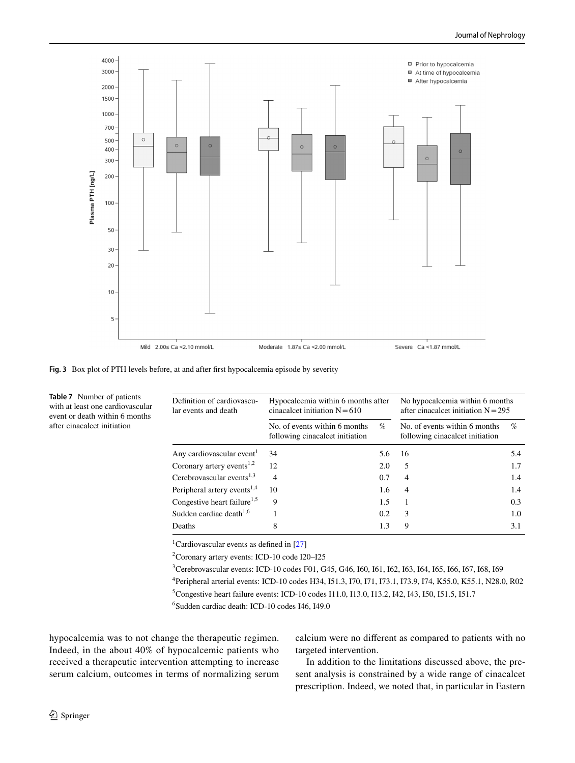Fig. 3 Box plot of PTH levels before, at and after first hypocalcemia episode by severity

**Table 7** Number of patients with at least one cardiovascular event or death within 6 months after cinacalcet initiation

| Definition of cardiovascular events and death | Hypocalcemia within 6 months after cinacalcet initiation N = 610 | | No hypocalcemia within 6 months after cinacalcet initiation N = 295 | |
|---|---|---|---|---|
| | No. of events within 6 months following cinacalcet initiation | % | No. of events within 6 months following cinacalcet initiation | % |
| Any cardiovascular event[1] | 34 | 5.6 | 16 | 5.4 |
| Coronary artery events[1,2] | 12 | 2.0 | 5 | 1.7 |
| Cerebrovascular events[1,3] | 4 | 0.7 | 4 | 1.4 |
| Peripheral artery events[1,4] | 10 | 1.6 | 4 | 1.4 |
| Congestive heart failure[1,5] | 9 | 1.5 | 1 | 0.3 |
| Sudden cardiac death[1,6] | 1 | 0.2 | 3 | 1.0 |
| Deaths | 8 | 1.3 | 9 | 3.1 |

[1] Cardiovascular events as defined in [27]

[2] Coronary artery events: ICD-10 code I20–I25

[3] Cerebrovascular events: ICD-10 codes F01, G45, G46, I60, I61, I62, I63, I64, I65, I66, I67, I68, I69

[4] Peripheral arterial events: ICD-10 codes H34, I51.3, I70, I71, I73.1, I73.9, I74, K55.0, K55.1, N28.0, R02

[5] Congestive heart failure events: ICD-10 codes I11.0, I13.0, I13.2, I42, I43, I50, I51.5, I51.7

[6] Sudden cardiac death: ICD-10 codes I46, I49.0

hypocalcemia was to not change the therapeutic regimen. Indeed, in the about 40% of hypocalcemic patients who received a therapeutic intervention attempting to increase serum calcium, outcomes in terms of normalizing serum calcium were no different as compared to patients with no targeted intervention.

In addition to the limitations discussed above, the present analysis is constrained by a wide range of cinacalcet prescription. Indeed, we noted that, in particular in Eastern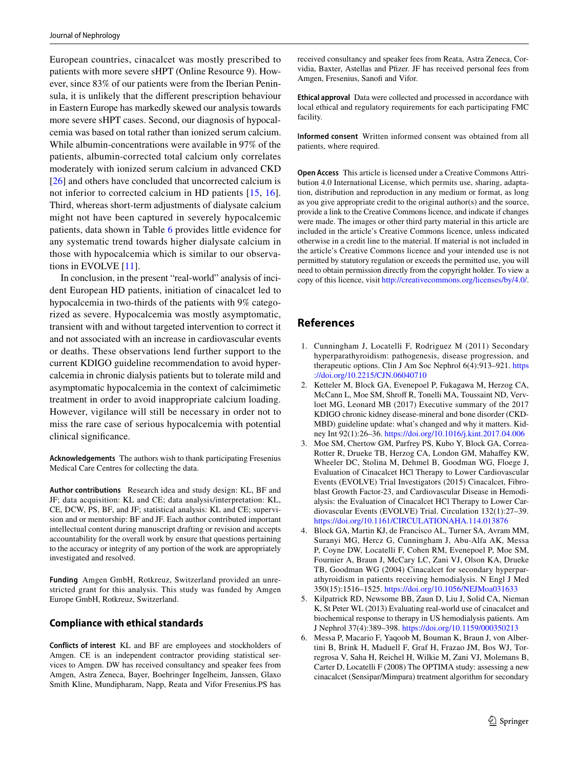European countries, cinacalcet was mostly prescribed to patients with more severe sHPT (Online Resource 9). However, since 83% of our patients were from the Iberian Peninsula, it is unlikely that the different prescription behaviour in Eastern Europe has markedly skewed our analysis towards more severe sHPT cases. Second, our diagnosis of hypocalcemia was based on total rather than ionized serum calcium. While albumin-concentrations were available in 97% of the patients, albumin-corrected total calcium only correlates moderately with ionized serum calcium in advanced CKD [26] and others have concluded that uncorrected calcium is not inferior to corrected calcium in HD patients [15, 16]. Third, whereas short-term adjustments of dialysate calcium might not have been captured in severely hypocalcemic patients, data shown in Table 6 provides little evidence for any systematic trend towards higher dialysate calcium in those with hypocalcemia which is similar to our observations in EVOLVE [11].

In conclusion, in the present "real-world" analysis of incident European HD patients, initiation of cinacalcet led to hypocalcemia in two-thirds of the patients with 9% categorized as severe. Hypocalcemia was mostly asymptomatic, transient with and without targeted intervention to correct it and not associated with an increase in cardiovascular events or deaths. These observations lend further support to the current KDIGO guideline recommendation to avoid hypercalcemia in chronic dialysis patients but to tolerate mild and asymptomatic hypocalcemia in the context of calcimimetic treatment in order to avoid inappropriate calcium loading. However, vigilance will still be necessary in order not to miss the rare case of serious hypocalcemia with potential clinical significance.

**Acknowledgements** The authors wish to thank participating Fresenius Medical Care Centres for collecting the data.

**Author contributions** Research idea and study design: KL, BF and JF; data acquisition: KL and CE; data analysis/interpretation: KL, CE, DCW, PS, BF, and JF; statistical analysis: KL and CE; supervision and or mentorship: BF and JF. Each author contributed important intellectual content during manuscript drafting or revision and accepts accountability for the overall work by ensure that questions pertaining to the accuracy or integrity of any portion of the work are appropriately investigated and resolved.

**Funding** Amgen GmbH, Rotkreuz, Switzerland provided an unrestricted grant for this analysis. This study was funded by Amgen Europe GmbH, Rotkreuz, Switzerland.

## Compliance with ethical standards

**Conflicts of interest** KL and BF are employees and stockholders of Amgen. CE is an independent contractor providing statistical services to Amgen. DW has received consultancy and speaker fees from Amgen, Astra Zeneca, Bayer, Boehringer Ingelheim, Janssen, Glaxo Smith Kline, Mundipharam, Napp, Reata and Vifor Fresenius.PS has received consultancy and speaker fees from Reata, Astra Zeneca, Corvidia, Baxter, Astellas and Pfizer. JF has received personal fees from Amgen, Fresenius, Sanofi and Vifor.

**Ethical approval** Data were collected and processed in accordance with local ethical and regulatory requirements for each participating FMC facility.

**Informed consent** Written informed consent was obtained from all patients, where required.

**Open Access** This article is licensed under a Creative Commons Attribution 4.0 International License, which permits use, sharing, adaptation, distribution and reproduction in any medium or format, as long as you give appropriate credit to the original author(s) and the source, provide a link to the Creative Commons licence, and indicate if changes were made. The images or other third party material in this article are included in the article's Creative Commons licence, unless indicated otherwise in a credit line to the material. If material is not included in the article's Creative Commons licence and your intended use is not permitted by statutory regulation or exceeds the permitted use, you will need to obtain permission directly from the copyright holder. To view a copy of this licence, visit http://creativecommons.org/licenses/by/4.0/.

## References

1. Cunningham J, Locatelli F, Rodriguez M (2011) Secondary hyperparathyroidism: pathogenesis, disease progression, and therapeutic options. Clin J Am Soc Nephrol 6(4):913–921. https://doi.org/10.2215/CJN.06040710
2. Ketteler M, Block GA, Evenepoel P, Fukagawa M, Herzog CA, McCann L, Moe SM, Shroff R, Tonelli MA, Toussaint ND, Vervloet MG, Leonard MB (2017) Executive summary of the 2017 KDIGO chronic kidney disease-mineral and bone disorder (CKD-MBD) guideline update: what's changed and why it matters. Kidney Int 92(1):26–36. https://doi.org/10.1016/j.kint.2017.04.006
3. Moe SM, Chertow GM, Parfrey PS, Kubo Y, Block GA, Correa-Rotter R, Drueke TB, Herzog CA, London GM, Mahaffey KW, Wheeler DC, Stolina M, Dehmel B, Goodman WG, Floege J, Evaluation of Cinacalcet HCl Therapy to Lower Cardiovascular Events (EVOLVE) Trial Investigators (2015) Cinacalcet, Fibroblast Growth Factor-23, and Cardiovascular Disease in Hemodialysis: the Evaluation of Cinacalcet HCl Therapy to Lower Cardiovascular Events (EVOLVE) Trial. Circulation 132(1):27–39. https://doi.org/10.1161/CIRCULATIONAHA.114.013876
4. Block GA, Martin KJ, de Francisco AL, Turner SA, Avram MM, Suranyi MG, Hercz G, Cunningham J, Abu-Alfa AK, Messa P, Coyne DW, Locatelli F, Cohen RM, Evenepoel P, Moe SM, Fournier A, Braun J, McCary LC, Zani VJ, Olson KA, Drueke TB, Goodman WG (2004) Cinacalcet for secondary hyperparathyroidism in patients receiving hemodialysis. N Engl J Med 350(15):1516–1525. https://doi.org/10.1056/NEJMoa031633
5. Kilpatrick RD, Newsome BB, Zaun D, Liu J, Solid CA, Nieman K, St Peter WL (2013) Evaluating real-world use of cinacalcet and biochemical response to therapy in US hemodialysis patients. Am J Nephrol 37(4):389–398. https://doi.org/10.1159/000350213
6. Messa P, Macario F, Yaqoob M, Bouman K, Braun J, von Albertini B, Brink H, Maduell F, Graf H, Frazao JM, Bos WJ, Torregrosa V, Saha H, Reichel H, Wilkie M, Zani VJ, Molemans B, Carter D, Locatelli F (2008) The OPTIMA study: assessing a new cinacalcet (Sensipar/Mimpara) treatment algorithm for secondary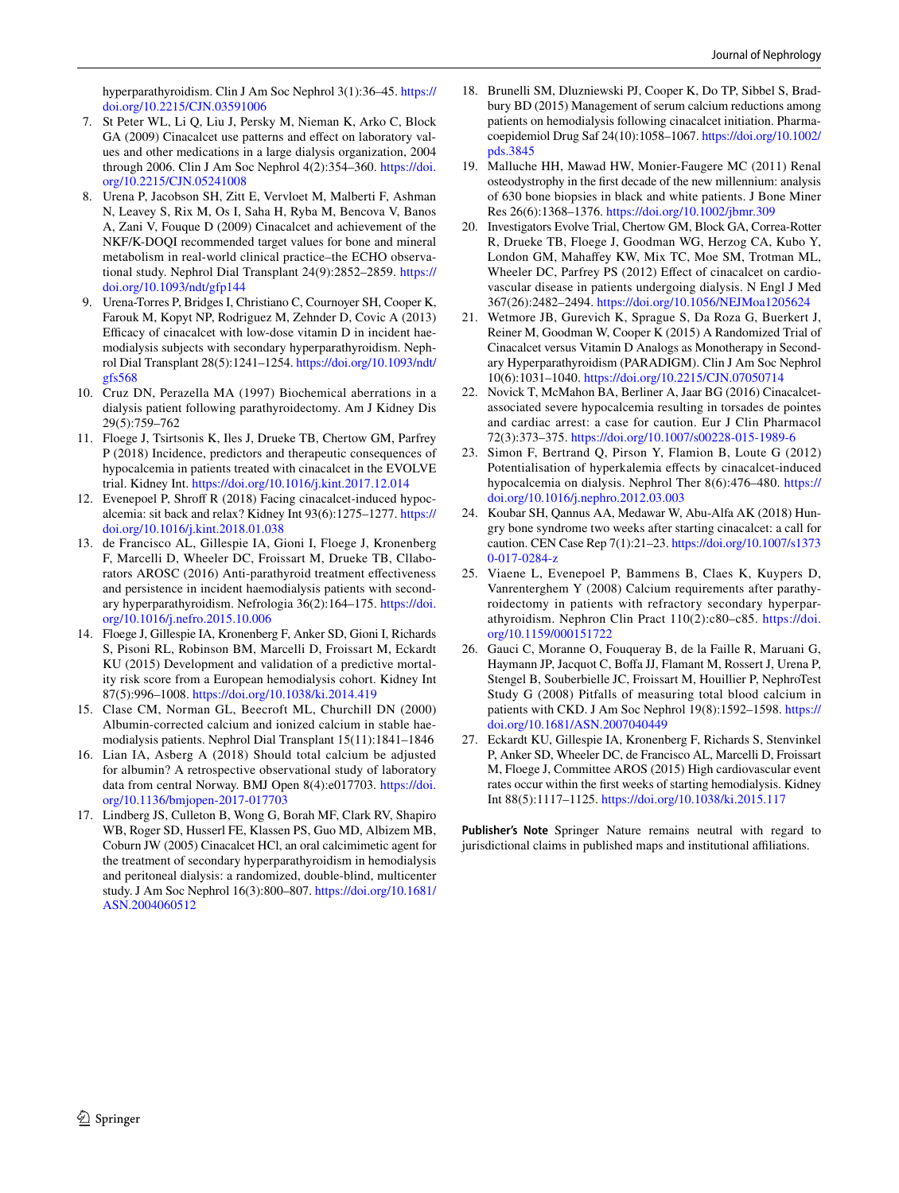hyperparathyroidism. Clin J Am Soc Nephrol 3(1):36–45. https://doi.org/10.2215/CJN.03591006

7. St Peter WL, Li Q, Liu J, Persky M, Nieman K, Arko C, Block GA (2009) Cinacalcet use patterns and effect on laboratory values and other medications in a large dialysis organization, 2004 through 2006. Clin J Am Soc Nephrol 4(2):354–360. https://doi.org/10.2215/CJN.05241008
8. Urena P, Jacobson SH, Zitt E, Vervloet M, Malberti F, Ashman N, Leavey S, Rix M, Os I, Saha H, Ryba M, Bencova V, Banos A, Zani V, Fouque D (2009) Cinacalcet and achievement of the NKF/K-DOQI recommended target values for bone and mineral metabolism in real-world clinical practice–the ECHO observational study. Nephrol Dial Transplant 24(9):2852–2859. https://doi.org/10.1093/ndt/gfp144
9. Urena-Torres P, Bridges I, Christiano C, Cournoyer SH, Cooper K, Farouk M, Kopyt NP, Rodriguez M, Zehnder D, Covic A (2013) Efficacy of cinacalcet with low-dose vitamin D in incident haemodialysis subjects with secondary hyperparathyroidism. Nephrol Dial Transplant 28(5):1241–1254. https://doi.org/10.1093/ndt/gfs568
10. Cruz DN, Perazella MA (1997) Biochemical aberrations in a dialysis patient following parathyroidectomy. Am J Kidney Dis 29(5):759–762
11. Floege J, Tsirtsonis K, Iles J, Drueke TB, Chertow GM, Parfrey P (2018) Incidence, predictors and therapeutic consequences of hypocalcemia in patients treated with cinacalcet in the EVOLVE trial. Kidney Int. https://doi.org/10.1016/j.kint.2017.12.014
12. Evenepoel P, Shroff R (2018) Facing cinacalcet-induced hypocalcemia: sit back and relax? Kidney Int 93(6):1275–1277. https://doi.org/10.1016/j.kint.2018.01.038
13. de Francisco AL, Gillespie IA, Gioni I, Floege J, Kronenberg F, Marcelli D, Wheeler DC, Froissart M, Drueke TB, Cllaborators AROSC (2016) Anti-parathyroid treatment effectiveness and persistence in incident haemodialysis patients with secondary hyperparathyroidism. Nefrologia 36(2):164–175. https://doi.org/10.1016/j.nefro.2015.10.006
14. Floege J, Gillespie IA, Kronenberg F, Anker SD, Gioni I, Richards S, Pisoni RL, Robinson BM, Marcelli D, Froissart M, Eckardt KU (2015) Development and validation of a predictive mortality risk score from a European hemodialysis cohort. Kidney Int 87(5):996–1008. https://doi.org/10.1038/ki.2014.419
15. Clase CM, Norman GL, Beecroft ML, Churchill DN (2000) Albumin-corrected calcium and ionized calcium in stable haemodialysis patients. Nephrol Dial Transplant 15(11):1841–1846
16. Lian IA, Asberg A (2018) Should total calcium be adjusted for albumin? A retrospective observational study of laboratory data from central Norway. BMJ Open 8(4):e017703. https://doi.org/10.1136/bmjopen-2017-017703
17. Lindberg JS, Culleton B, Wong G, Borah MF, Clark RV, Shapiro WB, Roger SD, Husserl FE, Klassen PS, Guo MD, Albizem MB, Coburn JW (2005) Cinacalcet HCl, an oral calcimimetic agent for the treatment of secondary hyperparathyroidism in hemodialysis and peritoneal dialysis: a randomized, double-blind, multicenter study. J Am Soc Nephrol 16(3):800–807. https://doi.org/10.1681/ASN.2004060512
18. Brunelli SM, Dluzniewski PJ, Cooper K, Do TP, Sibbel S, Bradbury BD (2015) Management of serum calcium reductions among patients on hemodialysis following cinacalcet initiation. Pharmacoepidemiol Drug Saf 24(10):1058–1067. https://doi.org/10.1002/pds.3845
19. Malluche HH, Mawad HW, Monier-Faugere MC (2011) Renal osteodystrophy in the first decade of the new millennium: analysis of 630 bone biopsies in black and white patients. J Bone Miner Res 26(6):1368–1376. https://doi.org/10.1002/jbmr.309
20. Investigators Evolve Trial, Chertow GM, Block GA, Correa-Rotter R, Drueke TB, Floege J, Goodman WG, Herzog CA, Kubo Y, London GM, Mahaffey KW, Mix TC, Moe SM, Trotman ML, Wheeler DC, Parfrey PS (2012) Effect of cinacalcet on cardiovascular disease in patients undergoing dialysis. N Engl J Med 367(26):2482–2494. https://doi.org/10.1056/NEJMoa1205624
21. Wetmore JB, Gurevich K, Sprague S, Da Roza G, Buerkert J, Reiner M, Goodman W, Cooper K (2015) A Randomized Trial of Cinacalcet versus Vitamin D Analogs as Monotherapy in Secondary Hyperparathyroidism (PARADIGM). Clin J Am Soc Nephrol 10(6):1031–1040. https://doi.org/10.2215/CJN.07050714
22. Novick T, McMahon BA, Berliner A, Jaar BG (2016) Cinacalcet-associated severe hypocalcemia resulting in torsades de pointes and cardiac arrest: a case for caution. Eur J Clin Pharmacol 72(3):373–375. https://doi.org/10.1007/s00228-015-1989-6
23. Simon F, Bertrand Q, Pirson Y, Flamion B, Loute G (2012) Potentialisation of hyperkalemia effects by cinacalcet-induced hypocalcemia on dialysis. Nephrol Ther 8(6):476–480. https://doi.org/10.1016/j.nephro.2012.03.003
24. Koubar SH, Qannus AA, Medawar W, Abu-Alfa AK (2018) Hungry bone syndrome two weeks after starting cinacalcet: a call for caution. CEN Case Rep 7(1):21–23. https://doi.org/10.1007/s13730-017-0284-z
25. Viaene L, Evenepoel P, Bammens B, Claes K, Kuypers D, Vanrenterghem Y (2008) Calcium requirements after parathyroidectomy in patients with refractory secondary hyperparathyroidism. Nephron Clin Pract 110(2):c80–c85. https://doi.org/10.1159/000151722
26. Gauci C, Moranne O, Fouqueray B, de la Faille R, Maruani G, Haymann JP, Jacquot C, Boffa JJ, Flamant M, Rossert J, Urena P, Stengel B, Souberbielle JC, Froissart M, Houillier P, NephroTest Study G (2008) Pitfalls of measuring total blood calcium in patients with CKD. J Am Soc Nephrol 19(8):1592–1598. https://doi.org/10.1681/ASN.2007040449
27. Eckardt KU, Gillespie IA, Kronenberg F, Richards S, Stenvinkel P, Anker SD, Wheeler DC, de Francisco AL, Marcelli D, Froissart M, Floege J, Committee AROS (2015) High cardiovascular event rates occur within the first weeks of starting hemodialysis. Kidney Int 88(5):1117–1125. https://doi.org/10.1038/ki.2015.117

**Publisher's Note** Springer Nature remains neutral with regard to jurisdictional claims in published maps and institutional affiliations.